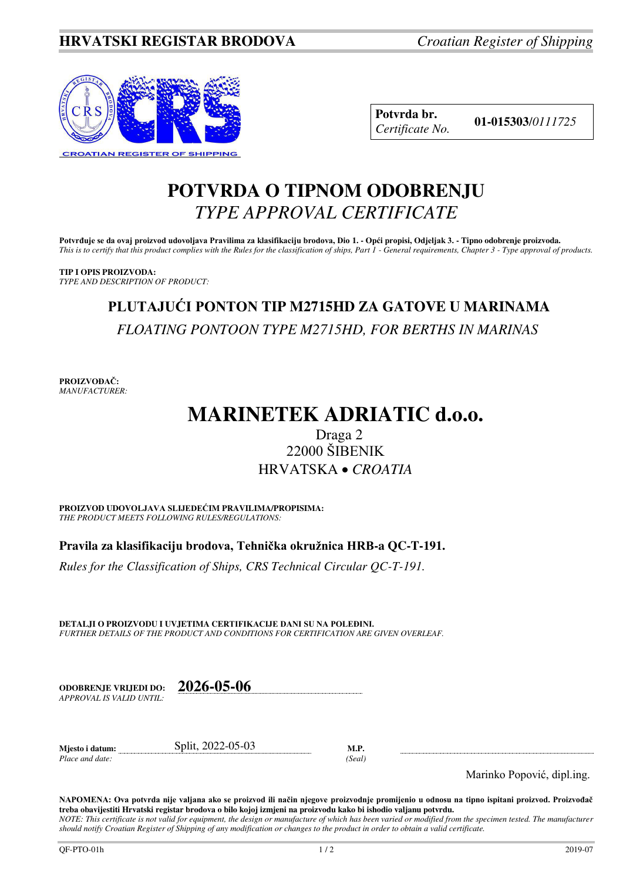**HRVATSKI REGISTAR BRODOVA** *Croatian Register of Shipping*

| **Potvrda br.** *Certificate No.* | **01-015303/***0111725* |
|---|---|

# POTVRDA O TIPNOM ODOBRENJU
## *TYPE APPROVAL CERTIFICATE*

**Potvrđuje se da ovaj proizvod udovoljava Pravilima za klasifikaciju brodova, Dio 1. - Opći propisi, Odjeljak 3. - Tipno odobrenje proizvoda.**
*This is to certify that this product complies with the Rules for the classification of ships, Part 1 - General requirements, Chapter 3 - Type approval of products.*

**TIP I OPIS PROIZVODA:**
*TYPE AND DESCRIPTION OF PRODUCT:*

## PLUTAJUĆI PONTON TIP M2715HD ZA GATOVE U MARINAMA
*FLOATING PONTOON TYPE M2715HD, FOR BERTHS IN MARINAS*

**PROIZVOĐAČ:**
*MANUFACTURER:*

# MARINETEK ADRIATIC d.o.o.

Draga 2
22000 ŠIBENIK
HRVATSKA • *CROATIA*

**PROIZVOD UDOVOLJAVA SLIJEDEĆIM PRAVILIMA/PROPISIMA:**
*THE PRODUCT MEETS FOLLOWING RULES/REGULATIONS:*

**Pravila za klasifikaciju brodova, Tehnička okružnica HRB-a QC-T-191.**

*Rules for the Classification of Ships, CRS Technical Circular QC-T-191.*

**DETALJI O PROIZVODU I UVJETIMA CERTIFIKACIJE DANI SU NA POLEĐINI.**
*FURTHER DETAILS OF THE PRODUCT AND CONDITIONS FOR CERTIFICATION ARE GIVEN OVERLEAF.*

**ODOBRENJE VRIJEDI DO:** *APPROVAL IS VALID UNTIL:* **2026-05-06**

**Mjesto i datum:** *Place and date:* Split, 2022-05-03

**M.P.** *(Seal)*

Marinko Popović, dipl.ing.

**NAPOMENA: Ova potvrda nije valjana ako se proizvod ili način njegove proizvodnje promijenio u odnosu na tipno ispitani proizvod. Proizvođač treba obavijestiti Hrvatski registar brodova o bilo kojoj izmjeni na proizvodu kako bi ishodio valjanu potvrdu.**
*NOTE: This certificate is not valid for equipment, the design or manufacture of which has been varied or modified from the specimen tested. The manufacturer should notify Croatian Register of Shipping of any modification or changes to the product in order to obtain a valid certificate.*

QF-PTO-01h 2019-07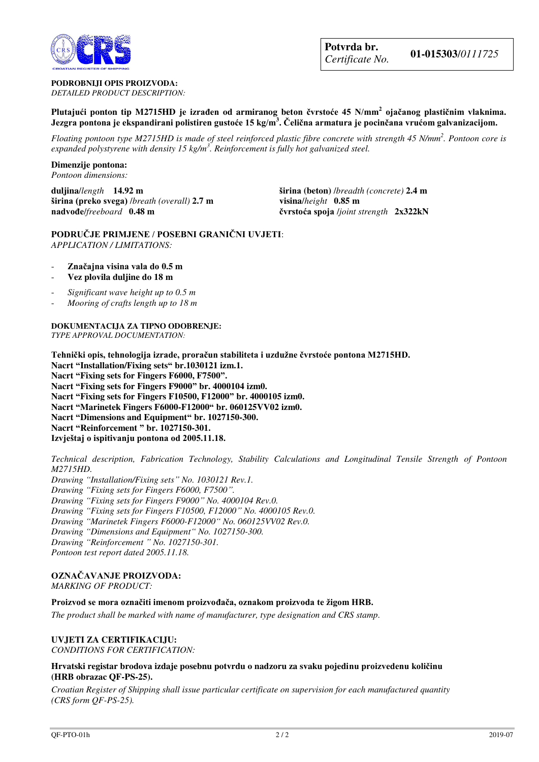**Potvrda br.** *Certificate No.* **01-015303/***0111725*

**PODROBNIJI OPIS PROIZVODA:**
*DETAILED PRODUCT DESCRIPTION:*

**Plutajući ponton tip M2715HD je izrađen od armiranog beton čvrstoće 45 N/mm$^2$ ojačanog plastičnim vlaknima. Jezgra pontona je ekspandirani polistiren gustoće 15 kg/m$^3$. Čelična armatura je pocinčana vrućom galvanizacijom.**

*Floating pontoon type M2715HD is made of steel reinforced plastic fibre concrete with strength 45 N/mm$^2$. Pontoon core is expanded polystyrene with density 15 kg/m$^3$. Reinforcement is fully hot galvanized steel.*

**Dimenzije pontona:**
*Pontoon dimensions:*

**duljina/***length* **14.92 m**
**širina (preko svega)** */breath (overall)* **2.7 m**
**nadvođe/***freeboard* **0.48 m**
**širina (beton)** */breadth (concrete)* **2.4 m**
**visina/***height* **0.85 m**
**čvrstoća spoja** */joint strength* **2x322kN**

**PODRUČJE PRIMJENE / POSEBNI GRANIČNI UVJETI**:
*APPLICATION / LIMITATIONS:*

- **Značajna visina vala do 0.5 m**
- **Vez plovila duljine do 18 m**

- *Significant wave height up to 0.5 m*
- *Mooring of crafts length up to 18 m*

**DOKUMENTACIJA ZA TIPNO ODOBRENJE:**
*TYPE APPROVAL DOCUMENTATION:*

**Tehnički opis, tehnologija izrade, proračun stabiliteta i uzdužne čvrstoće pontona M2715HD.**
**Nacrt "Installation/Fixing sets" br.1030121 izm.1.**
**Nacrt "Fixing sets for Fingers F6000, F7500".**
**Nacrt "Fixing sets for Fingers F9000" br. 4000104 izm0.**
**Nacrt "Fixing sets for Fingers F10500, F12000" br. 4000105 izm0.**
**Nacrt "Marinetek Fingers F6000-F12000" br. 060125VV02 izm0.**
**Nacrt "Dimensions and Equipment" br. 1027150-300.**
**Nacrt "Reinforcement " br. 1027150-301.**
**Izvještaj o ispitivanju pontona od 2005.11.18.**

*Technical description, Fabrication Technology, Stability Calculations and Longitudinal Tensile Strength of Pontoon M2715HD.*
*Drawing "Installation/Fixing sets" No. 1030121 Rev.1.*
*Drawing "Fixing sets for Fingers F6000, F7500".*
*Drawing "Fixing sets for Fingers F9000" No. 4000104 Rev.0.*
*Drawing "Fixing sets for Fingers F10500, F12000" No. 4000105 Rev.0.*
*Drawing "Marinetek Fingers F6000-F12000" No. 060125VV02 Rev.0.*
*Drawing "Dimensions and Equipment" No. 1027150-300.*
*Drawing "Reinforcement " No. 1027150-301.*
*Pontoon test report dated 2005.11.18.*

**OZNAČAVANJE PROIZVODA:**
*MARKING OF PRODUCT:*

**Proizvod se mora označiti imenom proizvođača, oznakom proizvoda te žigom HRB.**
*The product shall be marked with name of manufacturer, type designation and CRS stamp.*

**UVJETI ZA CERTIFIKACIJU:**
*CONDITIONS FOR CERTIFICATION:*

**Hrvatski registar brodova izdaje posebnu potvrdu o nadzoru za svaku pojedinu proizvedenu količinu (HRB obrazac QF-PS-25).**

*Croatian Register of Shipping shall issue particular certificate on supervision for each manufactured quantity (CRS form QF-PS-25).*